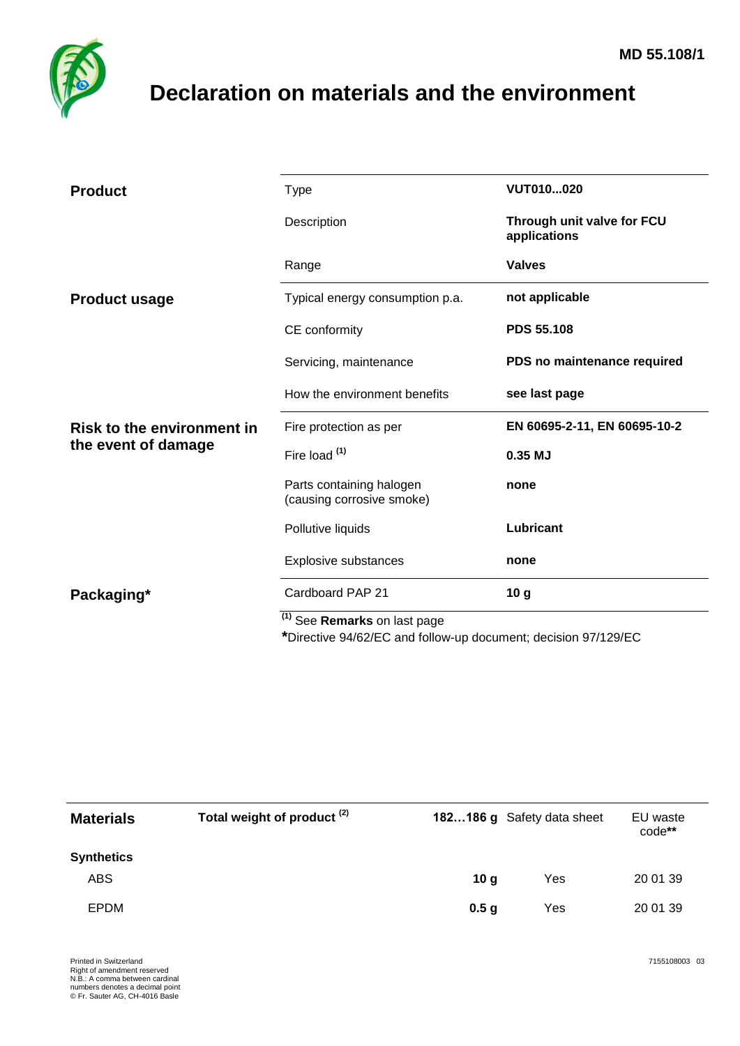MD 55.108/1

# Declaration on materials and the environment

| | | |
|---|---|---|
| **Product** | Type | **VUT010...020** |
| | Description | **Through unit valve for FCU applications** |
| | Range | **Valves** |
| **Product usage** | Typical energy consumption p.a. | **not applicable** |
| | CE conformity | **PDS 55.108** |
| | Servicing, maintenance | **PDS no maintenance required** |
| | How the environment benefits | **see last page** |
| **Risk to the environment in the event of damage** | Fire protection as per | **EN 60695-2-11, EN 60695-10-2** |
| | Fire load [(1)] | **0.35 MJ** |
| | Parts containing halogen (causing corrosive smoke) | **none** |
| | Pollutive liquids | **Lubricant** |
| | Explosive substances | **none** |
| **Packaging*** | Cardboard PAP 21 | **10 g** |

[(1)] See **Remarks** on last page
***Directive 94/62/EC and follow-up document; decision 97/129/EC

| **Materials** | **Total weight of product [(2)]** | **182…186 g** | Safety data sheet | EU waste code** |
|---|---|---|---|---|
| **Synthetics** | | | | |
| ABS | | **10 g** | Yes | 20 01 39 |
| EPDM | | **0.5 g** | Yes | 20 01 39 |

Printed in Switzerland
Right of amendment reserved
N.B.: A comma between cardinal numbers denotes a decimal point
© Fr. Sauter AG, CH-4016 Basle

7155108003 03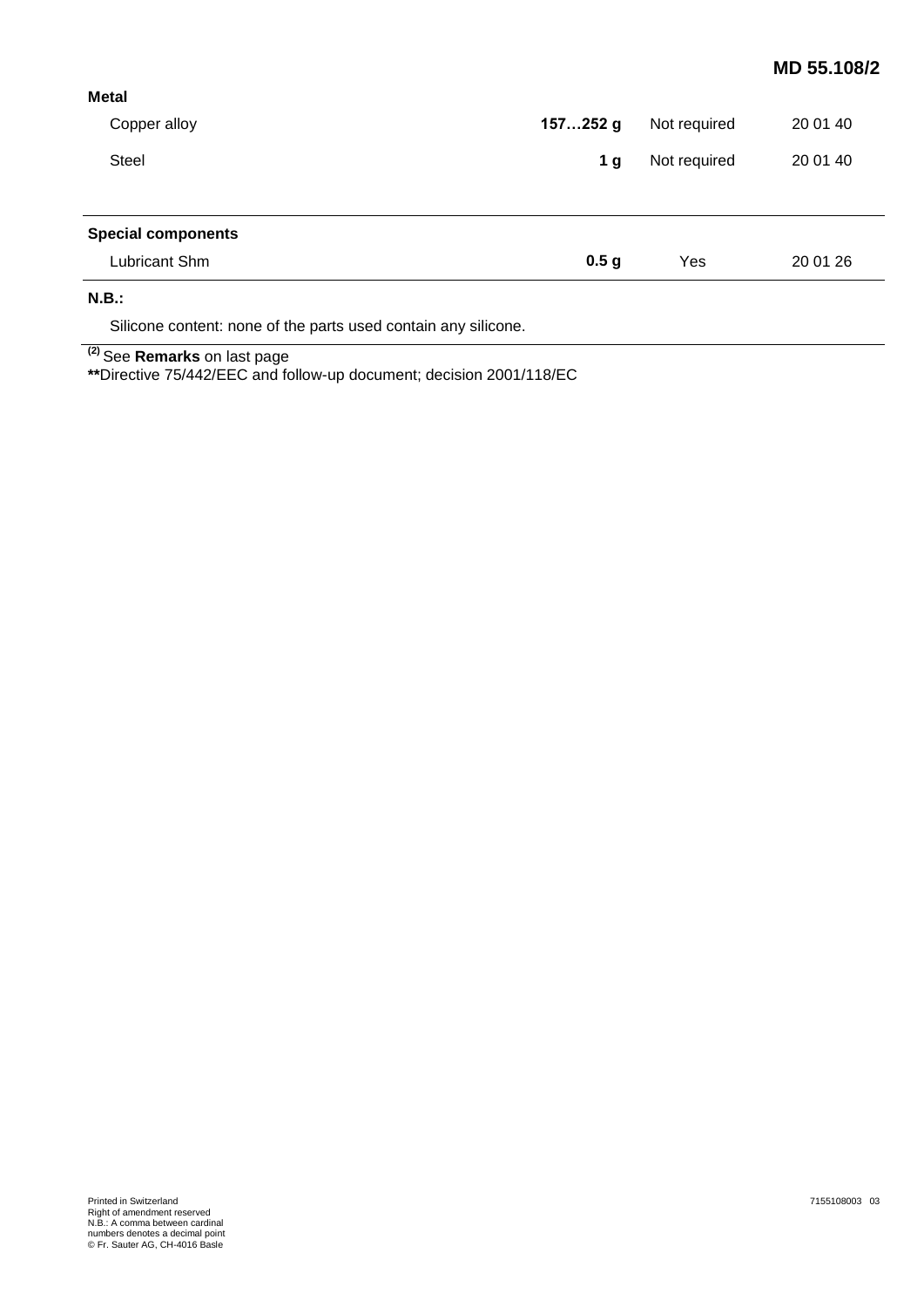| Metal | | | |
|---|---|---|---|
| Copper alloy | **157…252 g** | Not required | 20 01 40 |
| Steel | **1 g** | Not required | 20 01 40 |

| Special components | | | |
|---|---|---|---|
| Lubricant Shm | **0.5 g** | Yes | 20 01 26 |

**N.B.:**

Silicone content: none of the parts used contain any silicone.

(2) See **Remarks** on last page
**Directive 75/442/EEC and follow-up document; decision 2001/118/EC

Printed in Switzerland
Right of amendment reserved
N.B.: A comma between cardinal numbers denotes a decimal point
© Fr. Sauter AG, CH-4016 Basle

7155108003 03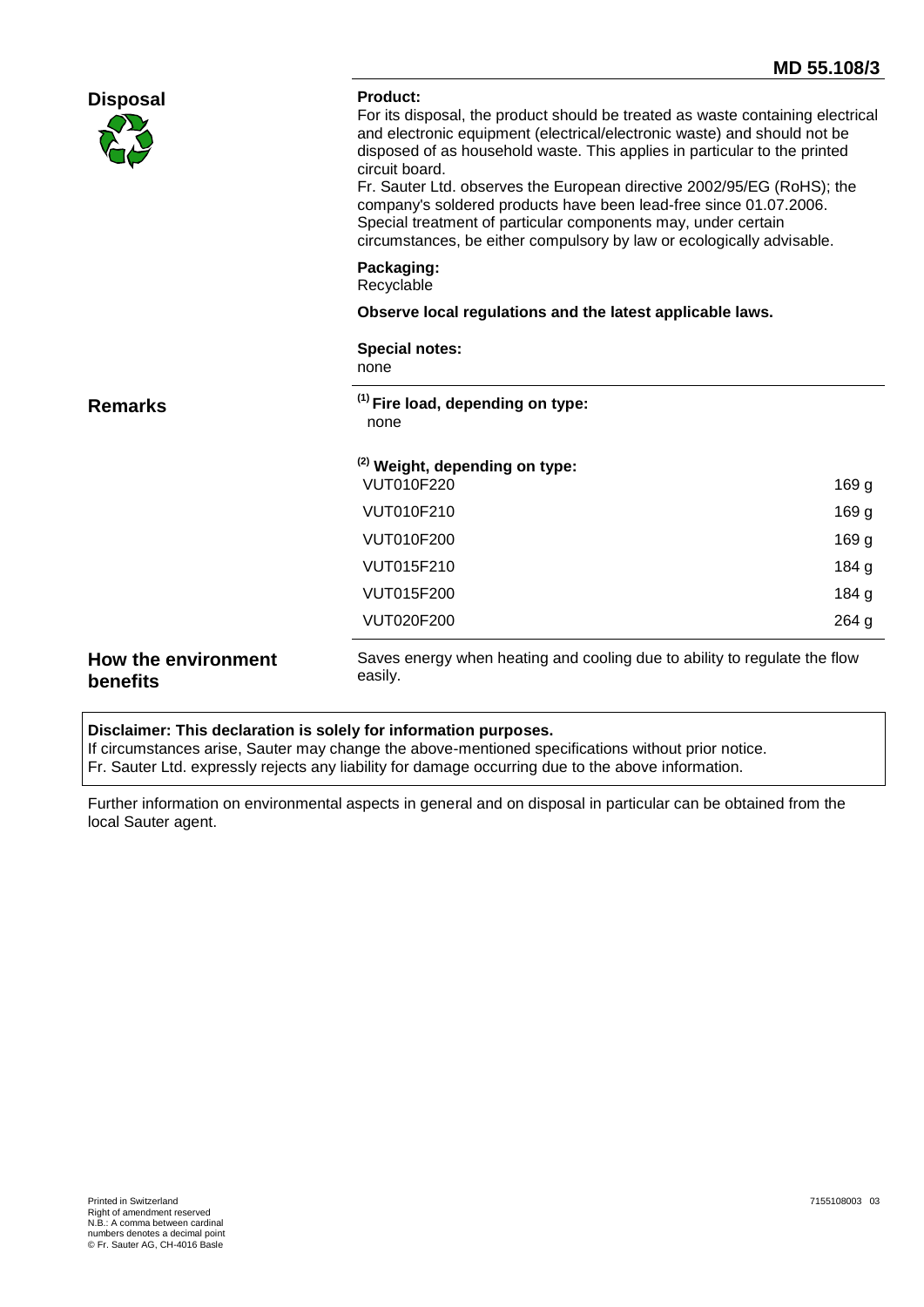## Disposal

**Product:**
For its disposal, the product should be treated as waste containing electrical and electronic equipment (electrical/electronic waste) and should not be disposed of as household waste. This applies in particular to the printed circuit board.
Fr. Sauter Ltd. observes the European directive 2002/95/EG (RoHS); the company's soldered products have been lead-free since 01.07.2006.
Special treatment of particular components may, under certain circumstances, be either compulsory by law or ecologically advisable.

**Packaging:**
Recyclable

**Observe local regulations and the latest applicable laws.**

**Special notes:**
none

## Remarks

**(1) Fire load, depending on type:**
none

**(2) Weight, depending on type:**

| | |
|---|---|
| VUT010F220 | 169 g |
| VUT010F210 | 169 g |
| VUT010F200 | 169 g |
| VUT015F210 | 184 g |
| VUT015F200 | 184 g |
| VUT020F200 | 264 g |

## How the environment benefits

Saves energy when heating and cooling due to ability to regulate the flow easily.

**Disclaimer: This declaration is solely for information purposes.**
If circumstances arise, Sauter may change the above-mentioned specifications without prior notice.
Fr. Sauter Ltd. expressly rejects any liability for damage occurring due to the above information.

Further information on environmental aspects in general and on disposal in particular can be obtained from the local Sauter agent.

Printed in Switzerland
Right of amendment reserved
N.B.: A comma between cardinal numbers denotes a decimal point
© Fr. Sauter AG, CH-4016 Basle

7155108003 03